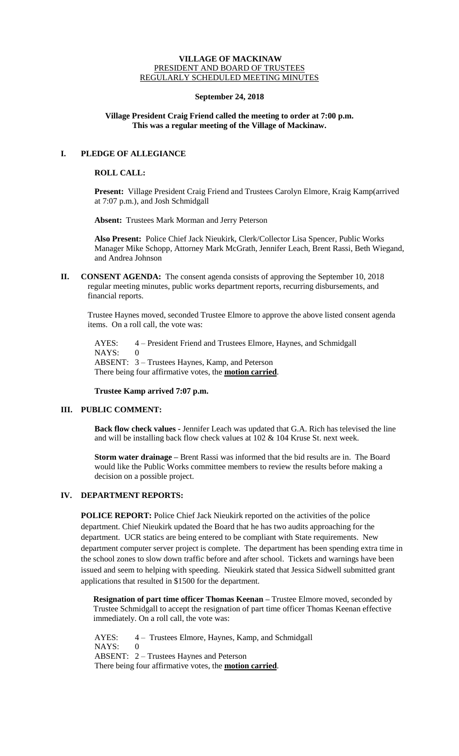# VILLAGE OF MACKINAW

PRESIDENT AND BOARD OF TRUSTEES

REGULARLY SCHEDULED MEETING MINUTES

**September 24, 2018**

**Village President Craig Friend called the meeting to order at 7:00 p.m.**
**This was a regular meeting of the Village of Mackinaw.**

## I. PLEDGE OF ALLEGIANCE

**ROLL CALL:**

**Present:** Village President Craig Friend and Trustees Carolyn Elmore, Kraig Kamp(arrived at 7:07 p.m.), and Josh Schmidgall

**Absent:** Trustees Mark Morman and Jerry Peterson

**Also Present:** Police Chief Jack Nieukirk, Clerk/Collector Lisa Spencer, Public Works Manager Mike Schopp, Attorney Mark McGrath, Jennifer Leach, Brent Rassi, Beth Wiegand, and Andrea Johnson

## II. CONSENT AGENDA:

The consent agenda consists of approving the September 10, 2018 regular meeting minutes, public works department reports, recurring disbursements, and financial reports.

Trustee Haynes moved, seconded Trustee Elmore to approve the above listed consent agenda items. On a roll call, the vote was:

AYES: 4 – President Friend and Trustees Elmore, Haynes, and Schmidgall
NAYS: 0
ABSENT: 3 – Trustees Haynes, Kamp, and Peterson
There being four affirmative votes, the **motion carried**.

**Trustee Kamp arrived 7:07 p.m.**

## III. PUBLIC COMMENT:

**Back flow check values -** Jennifer Leach was updated that G.A. Rich has televised the line and will be installing back flow check values at 102 & 104 Kruse St. next week.

**Storm water drainage –** Brent Rassi was informed that the bid results are in. The Board would like the Public Works committee members to review the results before making a decision on a possible project.

## IV. DEPARTMENT REPORTS:

**POLICE REPORT:** Police Chief Jack Nieukirk reported on the activities of the police department. Chief Nieukirk updated the Board that he has two audits approaching for the department. UCR statics are being entered to be compliant with State requirements. New department computer server project is complete. The department has been spending extra time in the school zones to slow down traffic before and after school. Tickets and warnings have been issued and seem to helping with speeding. Nieukirk stated that Jessica Sidwell submitted grant applications that resulted in $1500 for the department.

**Resignation of part time officer Thomas Keenan –** Trustee Elmore moved, seconded by Trustee Schmidgall to accept the resignation of part time officer Thomas Keenan effective immediately. On a roll call, the vote was:

AYES: 4 – Trustees Elmore, Haynes, Kamp, and Schmidgall
NAYS: 0
ABSENT: 2 – Trustees Haynes and Peterson
There being four affirmative votes, the **motion carried**.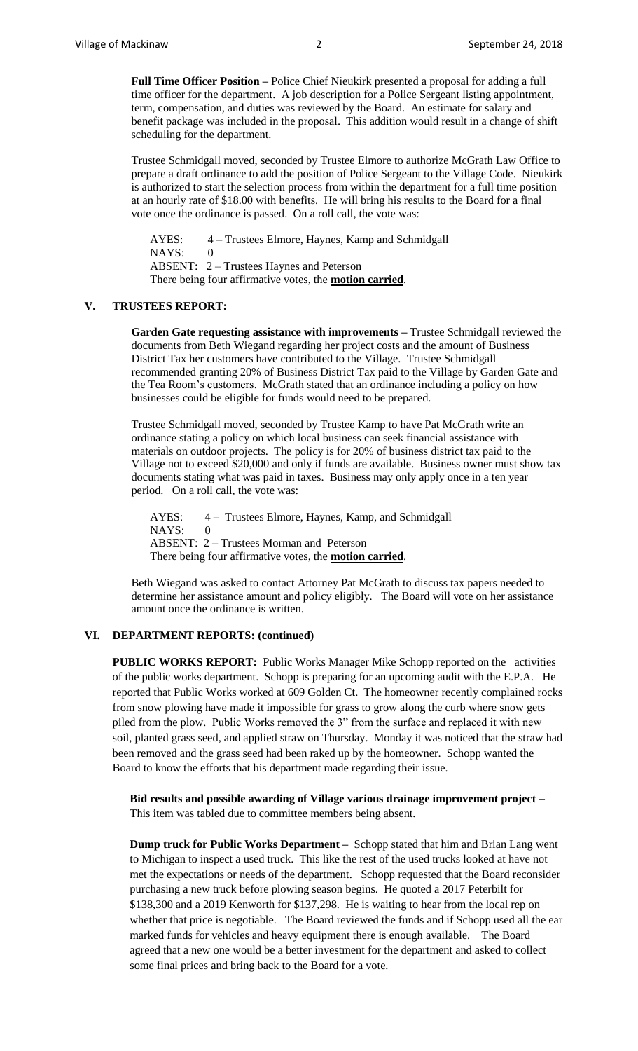**Full Time Officer Position –** Police Chief Nieukirk presented a proposal for adding a full time officer for the department. A job description for a Police Sergeant listing appointment, term, compensation, and duties was reviewed by the Board. An estimate for salary and benefit package was included in the proposal. This addition would result in a change of shift scheduling for the department.

Trustee Schmidgall moved, seconded by Trustee Elmore to authorize McGrath Law Office to prepare a draft ordinance to add the position of Police Sergeant to the Village Code. Nieukirk is authorized to start the selection process from within the department for a full time position at an hourly rate of $18.00 with benefits. He will bring his results to the Board for a final vote once the ordinance is passed. On a roll call, the vote was:

AYES: 4 – Trustees Elmore, Haynes, Kamp and Schmidgall
NAYS: 0
ABSENT: 2 – Trustees Haynes and Peterson
There being four affirmative votes, the **motion carried**.

## V. TRUSTEES REPORT:

**Garden Gate requesting assistance with improvements –** Trustee Schmidgall reviewed the documents from Beth Wiegand regarding her project costs and the amount of Business District Tax her customers have contributed to the Village. Trustee Schmidgall recommended granting 20% of Business District Tax paid to the Village by Garden Gate and the Tea Room's customers. McGrath stated that an ordinance including a policy on how businesses could be eligible for funds would need to be prepared.

Trustee Schmidgall moved, seconded by Trustee Kamp to have Pat McGrath write an ordinance stating a policy on which local business can seek financial assistance with materials on outdoor projects. The policy is for 20% of business district tax paid to the Village not to exceed $20,000 and only if funds are available. Business owner must show tax documents stating what was paid in taxes. Business may only apply once in a ten year period. On a roll call, the vote was:

AYES: 4 – Trustees Elmore, Haynes, Kamp, and Schmidgall
NAYS: 0
ABSENT: 2 – Trustees Morman and Peterson
There being four affirmative votes, the **motion carried**.

Beth Wiegand was asked to contact Attorney Pat McGrath to discuss tax papers needed to determine her assistance amount and policy eligibly. The Board will vote on her assistance amount once the ordinance is written.

## VI. DEPARTMENT REPORTS: (continued)

**PUBLIC WORKS REPORT:** Public Works Manager Mike Schopp reported on the activities of the public works department. Schopp is preparing for an upcoming audit with the E.P.A. He reported that Public Works worked at 609 Golden Ct. The homeowner recently complained rocks from snow plowing have made it impossible for grass to grow along the curb where snow gets piled from the plow. Public Works removed the 3" from the surface and replaced it with new soil, planted grass seed, and applied straw on Thursday. Monday it was noticed that the straw had been removed and the grass seed had been raked up by the homeowner. Schopp wanted the Board to know the efforts that his department made regarding their issue.

**Bid results and possible awarding of Village various drainage improvement project –** This item was tabled due to committee members being absent.

**Dump truck for Public Works Department –** Schopp stated that him and Brian Lang went to Michigan to inspect a used truck. This like the rest of the used trucks looked at have not met the expectations or needs of the department. Schopp requested that the Board reconsider purchasing a new truck before plowing season begins. He quoted a 2017 Peterbilt for $138,300 and a 2019 Kenworth for $137,298. He is waiting to hear from the local rep on whether that price is negotiable. The Board reviewed the funds and if Schopp used all the ear marked funds for vehicles and heavy equipment there is enough available. The Board agreed that a new one would be a better investment for the department and asked to collect some final prices and bring back to the Board for a vote.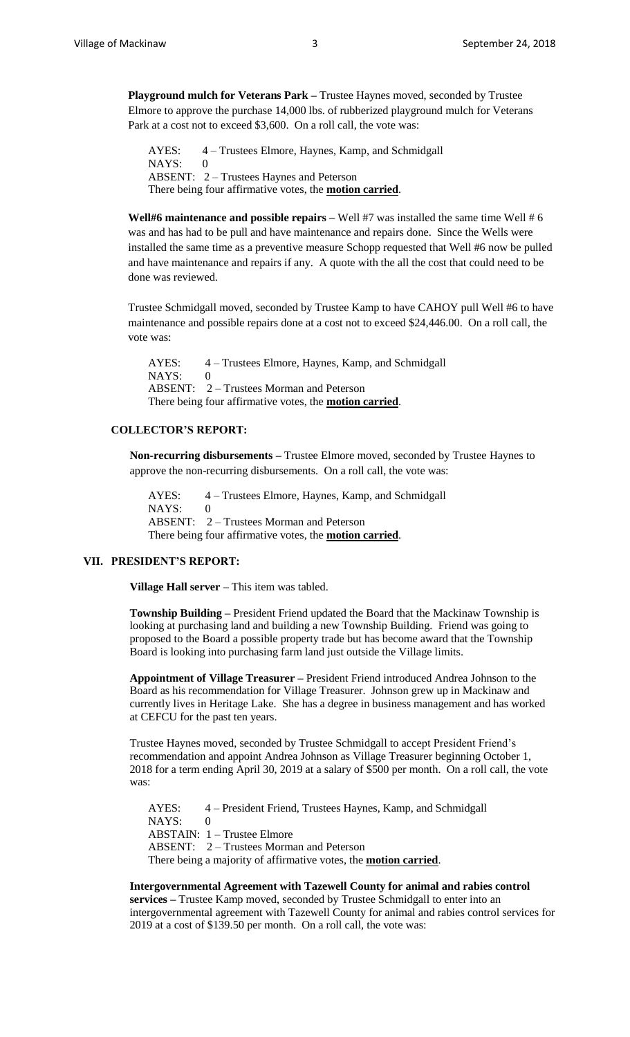**Playground mulch for Veterans Park –** Trustee Haynes moved, seconded by Trustee Elmore to approve the purchase 14,000 lbs. of rubberized playground mulch for Veterans Park at a cost not to exceed $3,600. On a roll call, the vote was:

AYES: 4 – Trustees Elmore, Haynes, Kamp, and Schmidgall
NAYS: 0
ABSENT: 2 – Trustees Haynes and Peterson
There being four affirmative votes, the **motion carried**.

**Well#6 maintenance and possible repairs –** Well #7 was installed the same time Well # 6 was and has had to be pull and have maintenance and repairs done. Since the Wells were installed the same time as a preventive measure Schopp requested that Well #6 now be pulled and have maintenance and repairs if any. A quote with the all the cost that could need to be done was reviewed.

Trustee Schmidgall moved, seconded by Trustee Kamp to have CAHOY pull Well #6 to have maintenance and possible repairs done at a cost not to exceed $24,446.00. On a roll call, the vote was:

AYES: 4 – Trustees Elmore, Haynes, Kamp, and Schmidgall
NAYS: 0
ABSENT: 2 – Trustees Morman and Peterson
There being four affirmative votes, the **motion carried**.

### COLLECTOR'S REPORT:

**Non-recurring disbursements –** Trustee Elmore moved, seconded by Trustee Haynes to approve the non-recurring disbursements. On a roll call, the vote was:

AYES: 4 – Trustees Elmore, Haynes, Kamp, and Schmidgall
NAYS: 0
ABSENT: 2 – Trustees Morman and Peterson
There being four affirmative votes, the **motion carried**.

## VII. PRESIDENT'S REPORT:

**Village Hall server –** This item was tabled.

**Township Building –** President Friend updated the Board that the Mackinaw Township is looking at purchasing land and building a new Township Building. Friend was going to proposed to the Board a possible property trade but has become award that the Township Board is looking into purchasing farm land just outside the Village limits.

**Appointment of Village Treasurer –** President Friend introduced Andrea Johnson to the Board as his recommendation for Village Treasurer. Johnson grew up in Mackinaw and currently lives in Heritage Lake. She has a degree in business management and has worked at CEFCU for the past ten years.

Trustee Haynes moved, seconded by Trustee Schmidgall to accept President Friend's recommendation and appoint Andrea Johnson as Village Treasurer beginning October 1, 2018 for a term ending April 30, 2019 at a salary of $500 per month. On a roll call, the vote was:

AYES: 4 – President Friend, Trustees Haynes, Kamp, and Schmidgall
NAYS: 0
ABSTAIN: 1 – Trustee Elmore
ABSENT: 2 – Trustees Morman and Peterson
There being a majority of affirmative votes, the **motion carried**.

**Intergovernmental Agreement with Tazewell County for animal and rabies control services –** Trustee Kamp moved, seconded by Trustee Schmidgall to enter into an intergovernmental agreement with Tazewell County for animal and rabies control services for 2019 at a cost of $139.50 per month. On a roll call, the vote was: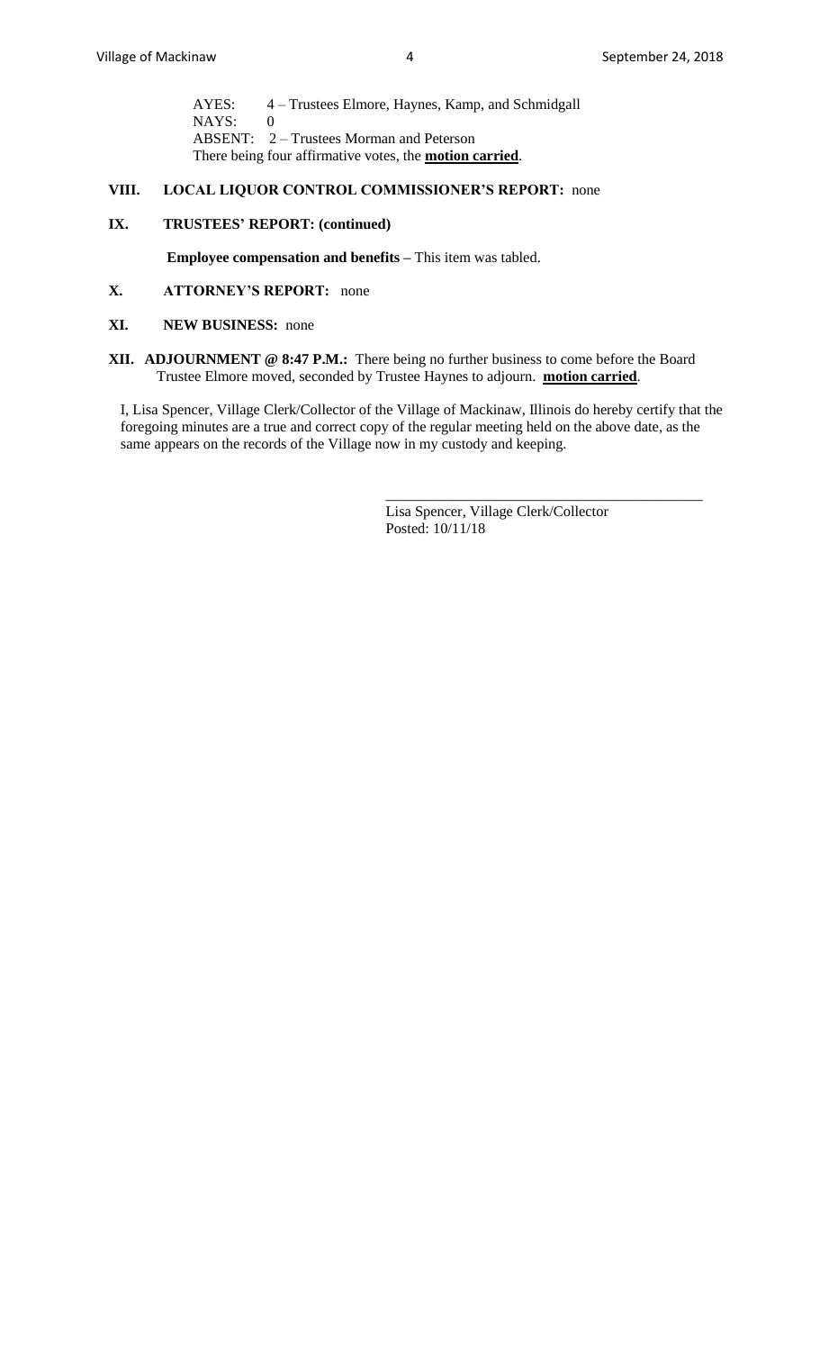AYES: 4 – Trustees Elmore, Haynes, Kamp, and Schmidgall
NAYS: 0
ABSENT: 2 – Trustees Morman and Peterson
There being four affirmative votes, the **motion carried**.

## VIII. LOCAL LIQUOR CONTROL COMMISSIONER'S REPORT: none

## IX. TRUSTEES' REPORT: (continued)

**Employee compensation and benefits –** This item was tabled.

## X. ATTORNEY'S REPORT: none

## XI. NEW BUSINESS: none

## XII. ADJOURNMENT @ 8:47 P.M.:

There being no further business to come before the Board Trustee Elmore moved, seconded by Trustee Haynes to adjourn. **motion carried**.

I, Lisa Spencer, Village Clerk/Collector of the Village of Mackinaw, Illinois do hereby certify that the foregoing minutes are a true and correct copy of the regular meeting held on the above date, as the same appears on the records of the Village now in my custody and keeping.

\_\_\_\_\_\_\_\_\_\_\_\_\_\_\_\_\_\_\_\_\_\_\_\_\_\_\_\_\_\_\_\_\_\_\_\_\_\_\_\_\_\_\_\_

Lisa Spencer, Village Clerk/Collector
Posted: 10/11/18